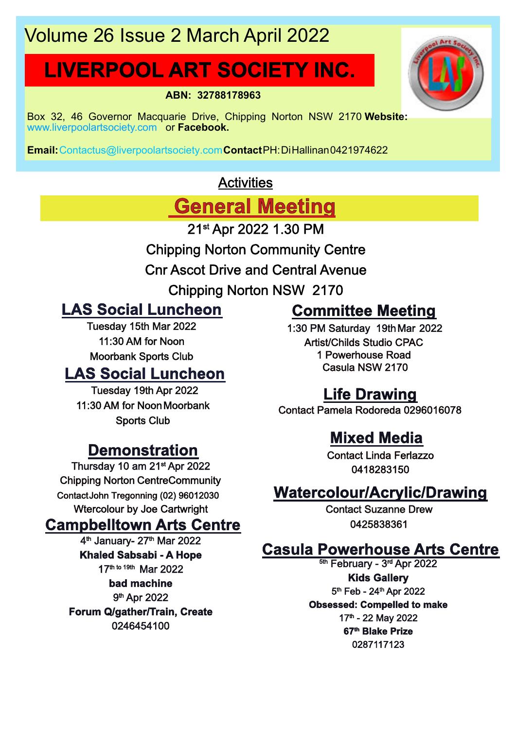Volume 26 Issue 2 March April 2022

# LIVERPOOL ART SOCIETY INC.

**ABN: 32788178963**

Box 32, 46 Governor Macquarie Drive, Chipping Norton NSW 2170 **Website:** www.liverpoolartsociety.com or **Facebook.**

**Email:** Contactus@liverpoolartsociety.com **Contact** PH: Di Hallinan 0421974622

## Activities

## General Meeting

21st Apr 2022 1.30 PM

Chipping Norton Community Centre

Cnr Ascot Drive and Central Avenue

Chipping Norton NSW 2170

## LAS Social Luncheon

Tuesday 15th Mar 2022

11:30 AM for Noon

Moorbank Sports Club

## LAS Social Luncheon

Tuesday 19th Apr 2022

11:30 AM for Noon Moorbank Sports Club

## Demonstration

Thursday 10 am 21st Apr 2022

Chipping Norton CentreCommunity

Contact John Tregonning (02) 96012030

Wtercolour by Joe Cartwright

## Campbelltown Arts Centre

4th January- 27th Mar 2022

**Khaled Sabsabi - A Hope**

17th to 19th Mar 2022

**bad machine**

9th Apr 2022

**Forum Q/gather/Train, Create**

0246454100

## Committee Meeting

1:30 PM Saturday 19th Mar 2022

Artist/Childs Studio CPAC

1 Powerhouse Road

Casula NSW 2170

## Life Drawing

Contact Pamela Rodoreda 0296016078

## Mixed Media

Contact Linda Ferlazzo

0418283150

## Watercolour/Acrylic/Drawing

Contact Suzanne Drew

0425838361

## Casula Powerhouse Arts Centre

5th February - 3rd Apr 2022

**Kids Gallery**

5th Feb - 24th Apr 2022

**Obsessed: Compelled to make**

17th - 22 May 2022

**67th Blake Prize**

0287117123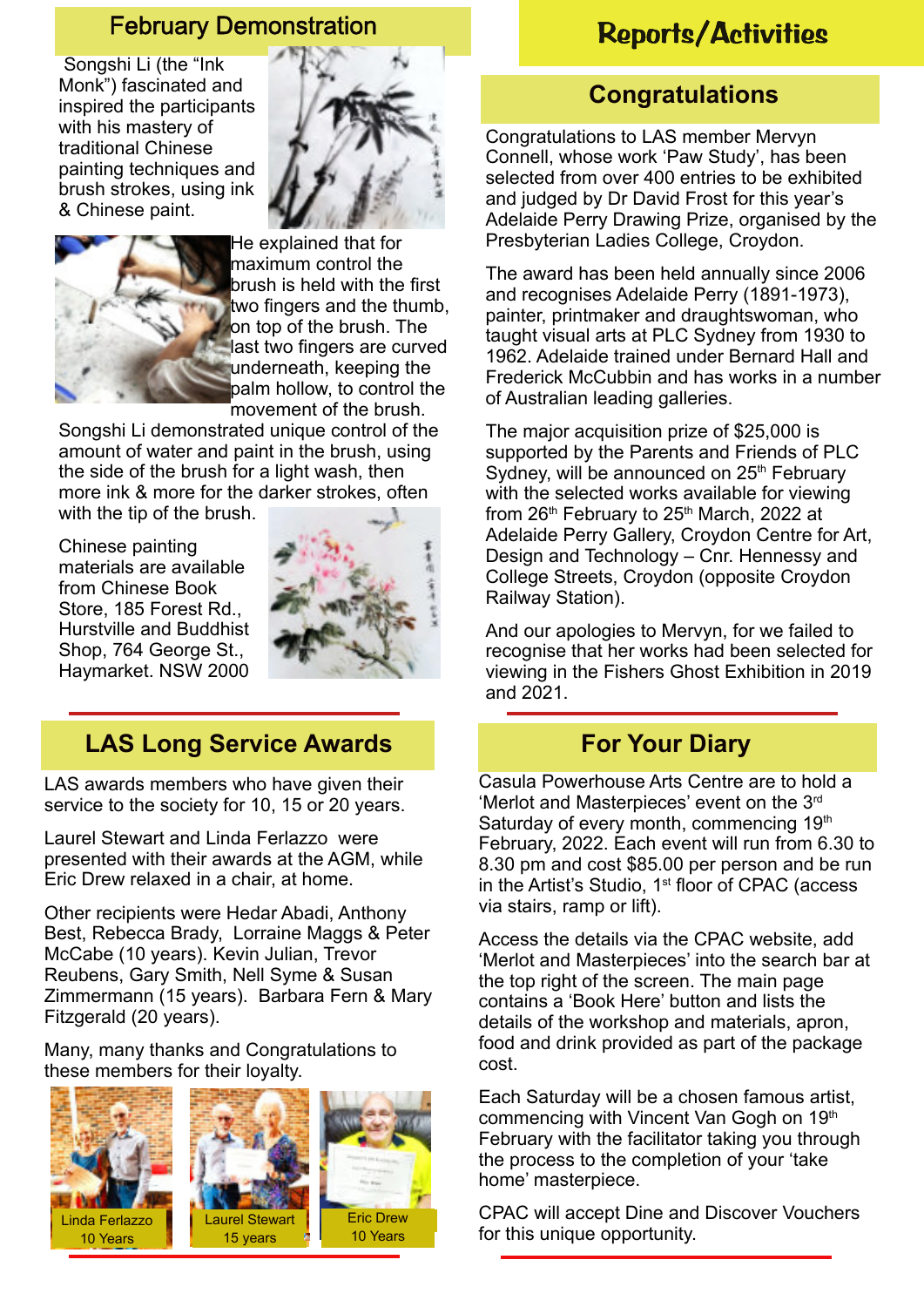# Reports/Activities

## February Demonstration

Songshi Li (the "Ink Monk") fascinated and inspired the participants with his mastery of traditional Chinese painting techniques and brush strokes, using ink & Chinese paint.

He explained that for maximum control the brush is held with the first two fingers and the thumb, on top of the brush. The last two fingers are curved underneath, keeping the palm hollow, to control the movement of the brush.

Songshi Li demonstrated unique control of the amount of water and paint in the brush, using the side of the brush for a light wash, then more ink & more for the darker strokes, often with the tip of the brush.

Chinese painting materials are available from Chinese Book Store, 185 Forest Rd., Hurstville and Buddhist Shop, 764 George St., Haymarket. NSW 2000

## LAS Long Service Awards

LAS awards members who have given their service to the society for 10, 15 or 20 years.

Laurel Stewart and Linda Ferlazzo were presented with their awards at the AGM, while Eric Drew relaxed in a chair, at home.

Other recipients were Hedar Abadi, Anthony Best, Rebecca Brady, Lorraine Maggs & Peter McCabe (10 years). Kevin Julian, Trevor Reubens, Gary Smith, Nell Syme & Susan Zimmermann (15 years). Barbara Fern & Mary Fitzgerald (20 years).

Many, many thanks and Congratulations to these members for their loyalty.

Linda Ferlazzo 10 Years

Laurel Stewart 15 years

Eric Drew 10 Years

## Congratulations

Congratulations to LAS member Mervyn Connell, whose work 'Paw Study', has been selected from over 400 entries to be exhibited and judged by Dr David Frost for this year's Adelaide Perry Drawing Prize, organised by the Presbyterian Ladies College, Croydon.

The award has been held annually since 2006 and recognises Adelaide Perry (1891-1973), painter, printmaker and draughtswoman, who taught visual arts at PLC Sydney from 1930 to 1962. Adelaide trained under Bernard Hall and Frederick McCubbin and has works in a number of Australian leading galleries.

The major acquisition prize of $25,000 is supported by the Parents and Friends of PLC Sydney, will be announced on 25th February with the selected works available for viewing from 26th February to 25th March, 2022 at Adelaide Perry Gallery, Croydon Centre for Art, Design and Technology – Cnr. Hennessy and College Streets, Croydon (opposite Croydon Railway Station).

And our apologies to Mervyn, for we failed to recognise that her works had been selected for viewing in the Fishers Ghost Exhibition in 2019 and 2021.

## For Your Diary

Casula Powerhouse Arts Centre are to hold a 'Merlot and Masterpieces' event on the 3rd Saturday of every month, commencing 19th February, 2022. Each event will run from 6.30 to 8.30 pm and cost $85.00 per person and be run in the Artist's Studio, 1st floor of CPAC (access via stairs, ramp or lift).

Access the details via the CPAC website, add 'Merlot and Masterpieces' into the search bar at the top right of the screen. The main page contains a 'Book Here' button and lists the details of the workshop and materials, apron, food and drink provided as part of the package cost.

Each Saturday will be a chosen famous artist, commencing with Vincent Van Gogh on 19th February with the facilitator taking you through the process to the completion of your 'take home' masterpiece.

CPAC will accept Dine and Discover Vouchers for this unique opportunity.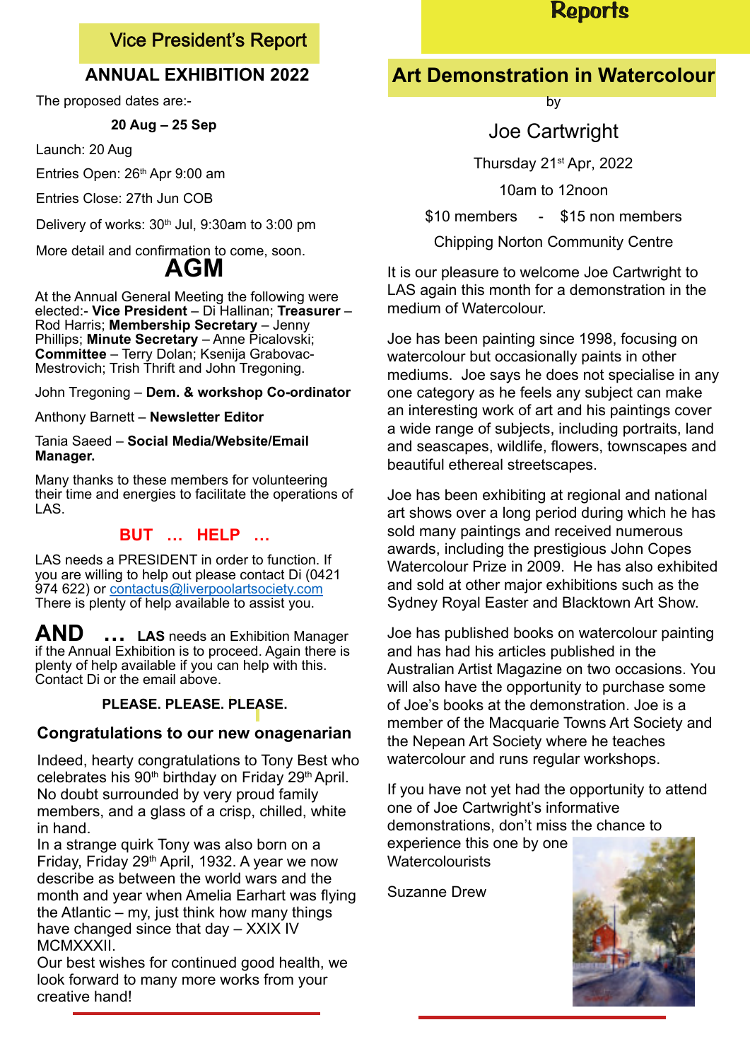# Reports

## Vice President's Report

### ANNUAL EXHIBITION 2022

The proposed dates are:-

**20 Aug – 25 Sep**

Launch: 20 Aug

Entries Open: 26th Apr 9:00 am

Entries Close: 27th Jun COB

Delivery of works: 30th Jul, 9:30am to 3:00 pm

More detail and confirmation to come, soon.

### AGM

At the Annual General Meeting the following were elected:- **Vice President** – Di Hallinan; **Treasurer** – Rod Harris; **Membership Secretary** – Jenny Phillips; **Minute Secretary** – Anne Picalovski; **Committee** – Terry Dolan; Ksenija Grabovac-Mestrovich; Trish Thrift and John Tregoning.

John Tregoning – **Dem. & workshop Co-ordinator**

Anthony Barnett – **Newsletter Editor**

Tania Saeed – **Social Media/Website/Email Manager.**

Many thanks to these members for volunteering their time and energies to facilitate the operations of LAS.

**BUT … HELP …**

LAS needs a PRESIDENT in order to function. If you are willing to help out please contact Di (0421 974 622) or contactus@liverpoolartsociety.com There is plenty of help available to assist you.

**AND …** **LAS** needs an Exhibition Manager if the Annual Exhibition is to proceed. Again there is plenty of help available if you can help with this. Contact Di or the email above.

**PLEASE. PLEASE. PLEASE.**

### Congratulations to our new onagenarian

Indeed, hearty congratulations to Tony Best who celebrates his 90th birthday on Friday 29th April. No doubt surrounded by very proud family members, and a glass of a crisp, chilled, white in hand.

In a strange quirk Tony was also born on a Friday, Friday 29th April, 1932. A year we now describe as between the world wars and the month and year when Amelia Earhart was flying the Atlantic – my, just think how many things have changed since that day – XXIX IV MCMXXXII.

Our best wishes for continued good health, we look forward to many more works from your creative hand!

## Art Demonstration in Watercolour

by

Joe Cartwright

Thursday 21st Apr, 2022

10am to 12noon

$10 members - $15 non members

Chipping Norton Community Centre

It is our pleasure to welcome Joe Cartwright to LAS again this month for a demonstration in the medium of Watercolour.

Joe has been painting since 1998, focusing on watercolour but occasionally paints in other mediums. Joe says he does not specialise in any one category as he feels any subject can make an interesting work of art and his paintings cover a wide range of subjects, including portraits, land and seascapes, wildlife, flowers, townscapes and beautiful ethereal streetscapes.

Joe has been exhibiting at regional and national art shows over a long period during which he has sold many paintings and received numerous awards, including the prestigious John Copes Watercolour Prize in 2009. He has also exhibited and sold at other major exhibitions such as the Sydney Royal Easter and Blacktown Art Show.

Joe has published books on watercolour painting and has had his articles published in the Australian Artist Magazine on two occasions. You will also have the opportunity to purchase some of Joe's books at the demonstration. Joe is a member of the Macquarie Towns Art Society and the Nepean Art Society where he teaches watercolour and runs regular workshops.

If you have not yet had the opportunity to attend one of Joe Cartwright's informative demonstrations, don't miss the chance to experience this one by one Watercolourists

Suzanne Drew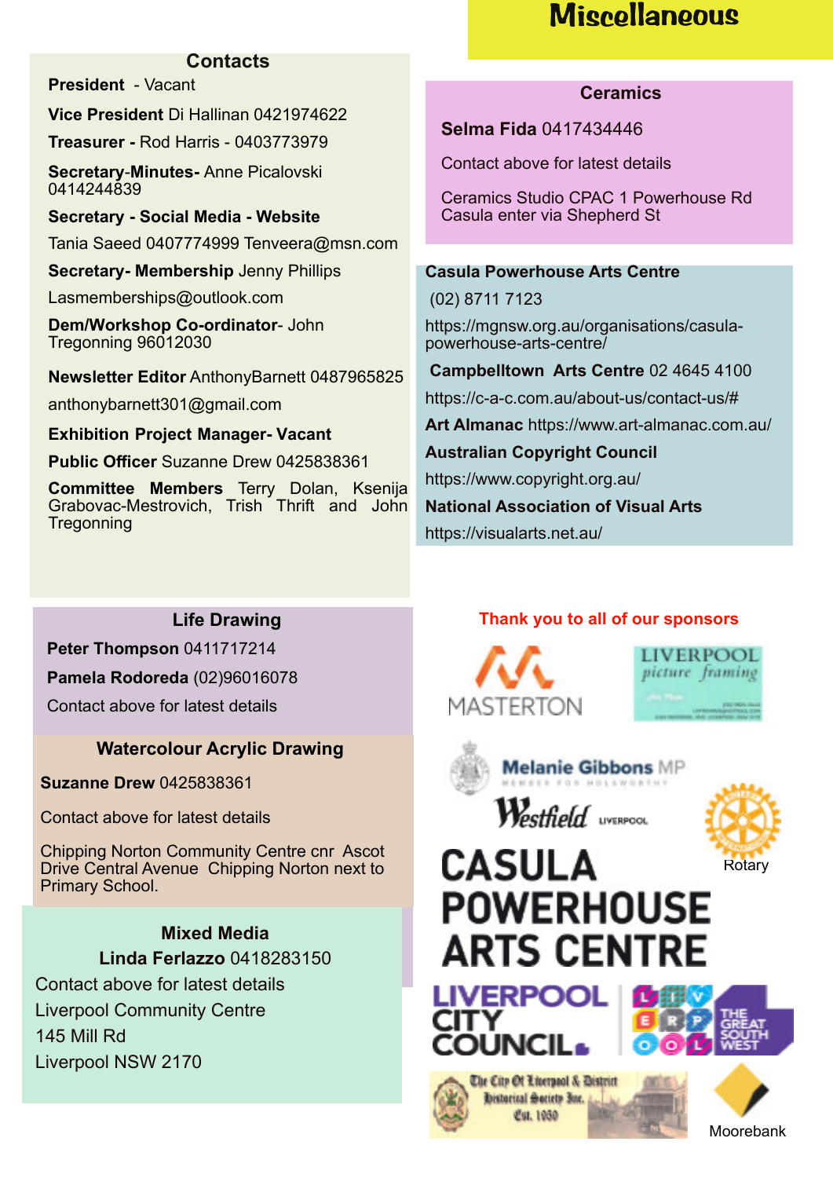# Miscellaneous

## Contacts

**President** - Vacant

**Vice President** Di Hallinan 0421974622

**Treasurer -** Rod Harris - 0403773979

**Secretary-Minutes-** Anne Picalovski 0414244839

**Secretary - Social Media - Website**

Tania Saeed 0407774999 Tenveera@msn.com

**Secretary- Membership** Jenny Phillips

Lasmemberships@outlook.com

**Dem/Workshop Co-ordinator**- John Tregonning 96012030

**Newsletter Editor** AnthonyBarnett 0487965825

anthonybarnett301@gmail.com

**Exhibition Project Manager- Vacant**

**Public Officer** Suzanne Drew 0425838361

**Committee Members** Terry Dolan, Ksenija Grabovac-Mestrovich, Trish Thrift and John Tregonning

## Life Drawing

**Peter Thompson** 0411717214

**Pamela Rodoreda** (02)96016078

Contact above for latest details

## Watercolour Acrylic Drawing

**Suzanne Drew** 0425838361

Contact above for latest details

Chipping Norton Community Centre cnr Ascot Drive Central Avenue Chipping Norton next to Primary School.

## Mixed Media

**Linda Ferlazzo** 0418283150

Contact above for latest details

Liverpool Community Centre

145 Mill Rd

Liverpool NSW 2170

## Ceramics

**Selma Fida** 0417434446

Contact above for latest details

Ceramics Studio CPAC 1 Powerhouse Rd Casula enter via Shepherd St

**Casula Powerhouse Arts Centre**

(02) 8711 7123

https://mgnsw.org.au/organisations/casula-powerhouse-arts-centre/

**Campbelltown Arts Centre** 02 4645 4100

https://c-a-c.com.au/about-us/contact-us/#

**Art Almanac** https://www.art-almanac.com.au/

**Australian Copyright Council**

https://www.copyright.org.au/

**National Association of Visual Arts**

https://visualarts.net.au/

**Thank you to all of our sponsors**

MASTERTON

Liverpool picture framing

Melanie Gibbons MP

Westfield Liverpool

Rotary

CASULA POWERHOUSE ARTS CENTRE

LIVERPOOL CITY COUNCIL

The Great South West

The City Of Liverpool & District Historical Society Inc. Est. 1950

Moorebank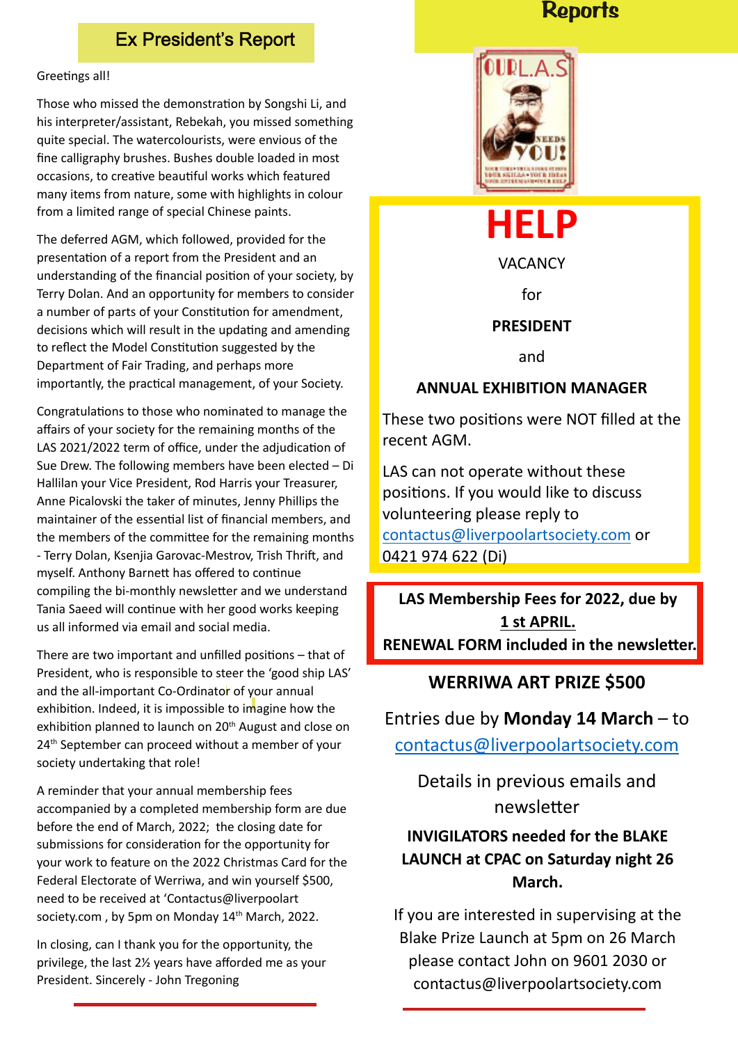## Ex President's Report

Greetings all!

Those who missed the demonstration by Songshi Li, and his interpreter/assistant, Rebekah, you missed something quite special. The watercolourists, were envious of the fine calligraphy brushes. Bushes double loaded in most occasions, to creative beautiful works which featured many items from nature, some with highlights in colour from a limited range of special Chinese paints.

The deferred AGM, which followed, provided for the presentation of a report from the President and an understanding of the financial position of your society, by Terry Dolan. And an opportunity for members to consider a number of parts of your Constitution for amendment, decisions which will result in the updating and amending to reflect the Model Constitution suggested by the Department of Fair Trading, and perhaps more importantly, the practical management, of your Society.

Congratulations to those who nominated to manage the affairs of your society for the remaining months of the LAS 2021/2022 term of office, under the adjudication of Sue Drew. The following members have been elected – Di Hallilan your Vice President, Rod Harris your Treasurer, Anne Picalovski the taker of minutes, Jenny Phillips the maintainer of the essential list of financial members, and the members of the committee for the remaining months - Terry Dolan, Ksenjia Garovac-Mestrov, Trish Thrift, and myself. Anthony Barnett has offered to continue compiling the bi-monthly newsletter and we understand Tania Saeed will continue with her good works keeping us all informed via email and social media.

There are two important and unfilled positions – that of President, who is responsible to steer the 'good ship LAS' and the all-important Co-Ordinator of your annual exhibition. Indeed, it is impossible to imagine how the exhibition planned to launch on 20th August and close on 24th September can proceed without a member of your society undertaking that role!

A reminder that your annual membership fees accompanied by a completed membership form are due before the end of March, 2022; the closing date for submissions for consideration for the opportunity for your work to feature on the 2022 Christmas Card for the Federal Electorate of Werriwa, and win yourself $500, need to be received at 'Contactus@liverpoolart society.com , by 5pm on Monday 14th March, 2022.

In closing, can I thank you for the opportunity, the privilege, the last 2½ years have afforded me as your President. Sincerely - John Tregoning

## Reports

OUR L.A.S NEEDS YOU!

# HELP

VACANCY

for

**PRESIDENT**

and

**ANNUAL EXHIBITION MANAGER**

These two positions were NOT filled at the recent AGM.

LAS can not operate without these positions. If you would like to discuss volunteering please reply to contactus@liverpoolartsociety.com or 0421 974 622 (Di)

**LAS Membership Fees for 2022, due by 1 st APRIL.**
**RENEWAL FORM included in the newsletter.**

**WERRIWA ART PRIZE $500**

Entries due by **Monday 14 March** – to contactus@liverpoolartsociety.com

Details in previous emails and newsletter

**INVIGILATORS needed for the BLAKE LAUNCH at CPAC on Saturday night 26 March.**

If you are interested in supervising at the Blake Prize Launch at 5pm on 26 March please contact John on 9601 2030 or contactus@liverpoolartsociety.com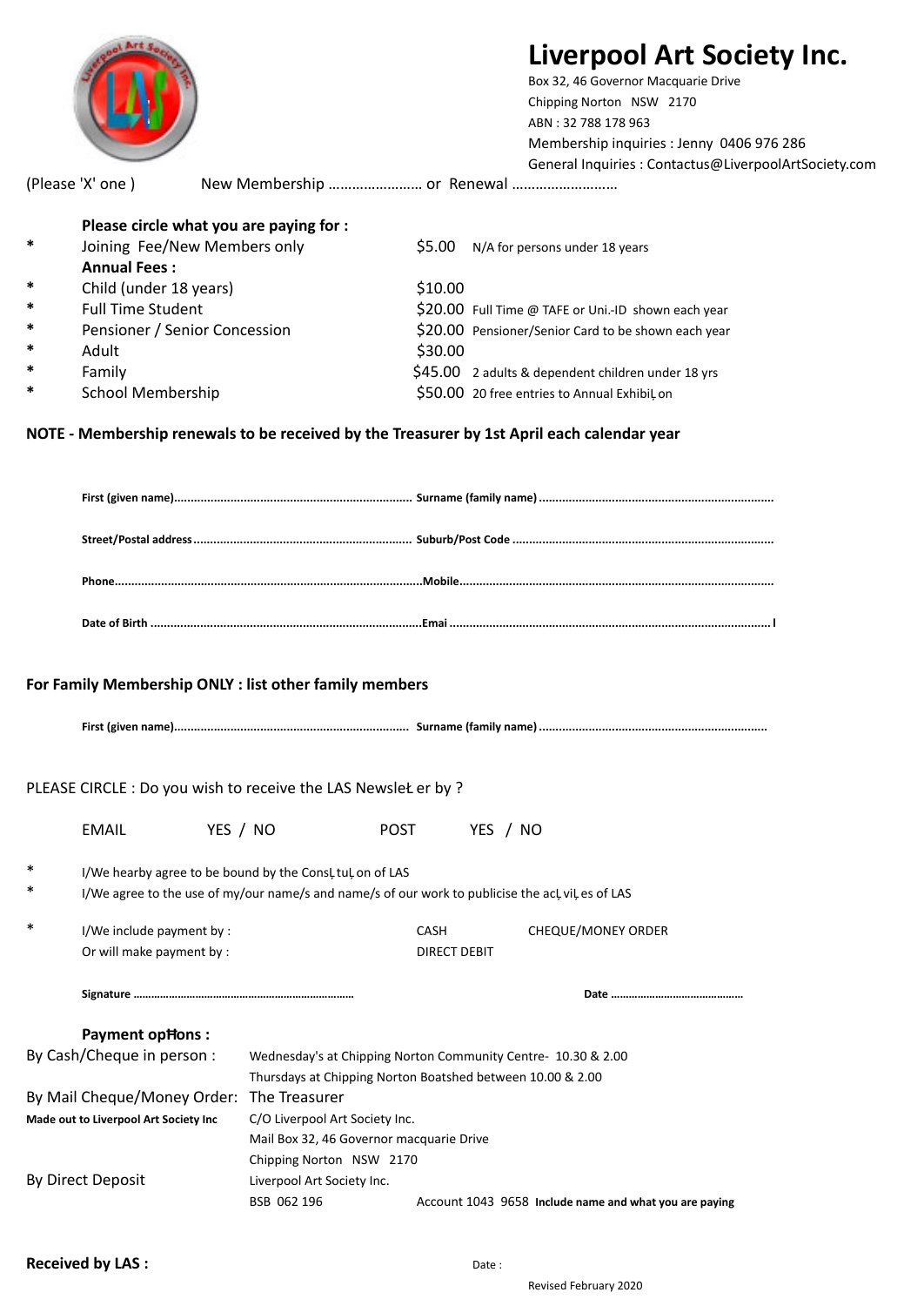# Liverpool Art Society Inc.

Box 32, 46 Governor Macquarie Drive
Chipping Norton NSW 2170
ABN : 32 788 178 963
Membership inquiries : Jenny 0406 976 286
General Inquiries : Contactus@LiverpoolArtSociety.com

(Please 'X' one ) New Membership ........................ or Renewal ...........................

**Please circle what you are paying for :**

| | | | |
|---|---|---|---|
| * | Joining Fee/New Members only | $5.00 | N/A for persons under 18 years |
| | **Annual Fees :** | | |
| * | Child (under 18 years) | $10.00 | |
| * | Full Time Student | $20.00 | Full Time @ TAFE or Uni.-ID shown each year |
| * | Pensioner / Senior Concession | $20.00 | Pensioner/Senior Card to be shown each year |
| * | Adult | $30.00 | |
| * | Family | $45.00 | 2 adults & dependent children under 18 yrs |
| * | School Membership | $50.00 | 20 free entries to Annual Exhibiˌon |

**NOTE - Membership renewals to be received by the Treasurer by 1st April each calendar year**

**First (given name)......................................................................... Surname (family name) .......................................................................**

**Street/Postal address ................................................................. Suburb/Post Code ..............................................................................**

**Phone.............................................................................................Mobile.............................................................................................**

**Date of Birth ..................................................................................Emai ................................................................................................. l**

**For Family Membership ONLY : list other family members**

**First (given name)...................................................................... Surname (family name) ....................................................................**

PLEASE CIRCLE : Do you wish to receive the LAS Newsleŧer by ?

EMAIL YES / NO POST YES / NO

* I/We hearby agree to be bound by the Consˌtuˌon of LAS
* I/We agree to the use of my/our name/s and name/s of our work to publicise the acˌviˌes of LAS

* I/We include payment by : CASH CHEQUE/MONEY ORDER
  Or will make payment by : DIRECT DEBIT

**Signature ………………………………………………………………** **Date ………………………………………**

**Payment opŧons :**

By Cash/Cheque in person : Wednesday's at Chipping Norton Community Centre- 10.30 & 2.00
Thursdays at Chipping Norton Boatshed between 10.00 & 2.00

By Mail Cheque/Money Order: The Treasurer
**Made out to Liverpool Art Society Inc** C/O Liverpool Art Society Inc.
Mail Box 32, 46 Governor macquarie Drive
Chipping Norton NSW 2170

By Direct Deposit Liverpool Art Society Inc.
BSB 062 196 Account 1043 9658 **Include name and what you are paying**

**Received by LAS :** Date :

Revised February 2020